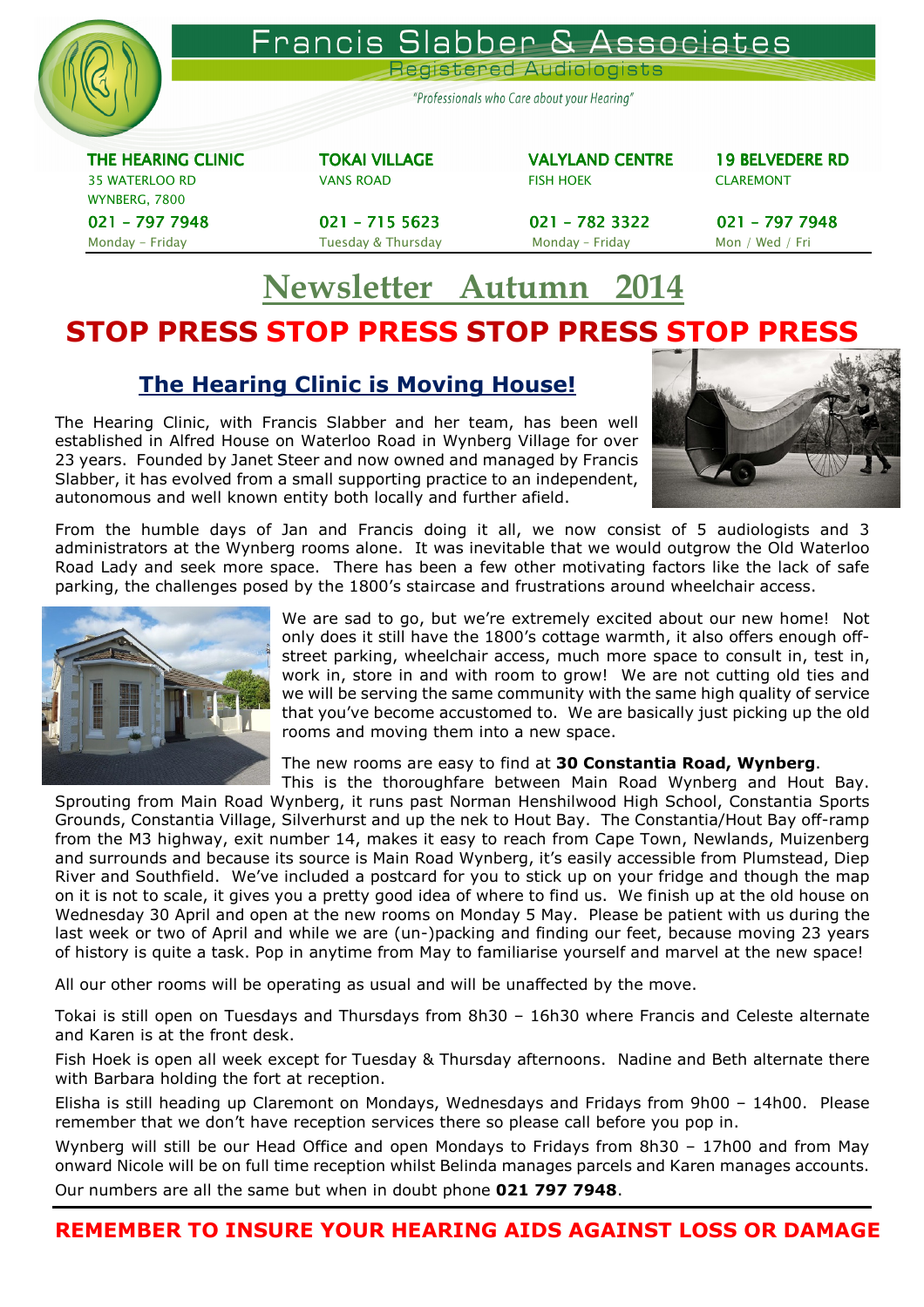# Francis Slabber & Associates

Registered Audiologists

*"Professionals who Care about your Hearing"*

| THE HEARING CLINIC | TOKAI VILLAGE | VALYLAND CENTRE | 19 BELVEDERE RD |
|---|---|---|---|
| 35 WATERLOO RD WYNBERG, 7800 | VANS ROAD | FISH HOEK | CLAREMONT |
| 021 - 797 7948 | 021 - 715 5623 | 021 - 782 3322 | 021 - 797 7948 |
| Monday - Friday | Tuesday & Thursday | Monday - Friday | Mon / Wed / Fri |

## Newsletter Autumn 2014

## STOP PRESS STOP PRESS STOP PRESS STOP PRESS

### The Hearing Clinic is Moving House!

The Hearing Clinic, with Francis Slabber and her team, has been well established in Alfred House on Waterloo Road in Wynberg Village for over 23 years. Founded by Janet Steer and now owned and managed by Francis Slabber, it has evolved from a small supporting practice to an independent, autonomous and well known entity both locally and further afield.

From the humble days of Jan and Francis doing it all, we now consist of 5 audiologists and 3 administrators at the Wynberg rooms alone. It was inevitable that we would outgrow the Old Waterloo Road Lady and seek more space. There has been a few other motivating factors like the lack of safe parking, the challenges posed by the 1800's staircase and frustrations around wheelchair access.

We are sad to go, but we're extremely excited about our new home! Not only does it still have the 1800's cottage warmth, it also offers enough off-street parking, wheelchair access, much more space to consult in, test in, work in, store in and with room to grow! We are not cutting old ties and we will be serving the same community with the same high quality of service that you've become accustomed to. We are basically just picking up the old rooms and moving them into a new space.

The new rooms are easy to find at **30 Constantia Road, Wynberg**. This is the thoroughfare between Main Road Wynberg and Hout Bay. Sprouting from Main Road Wynberg, it runs past Norman Henshilwood High School, Constantia Sports Grounds, Constantia Village, Silverhurst and up the nek to Hout Bay. The Constantia/Hout Bay off-ramp from the M3 highway, exit number 14, makes it easy to reach from Cape Town, Newlands, Muizenberg and surrounds and because its source is Main Road Wynberg, it's easily accessible from Plumstead, Diep River and Southfield. We've included a postcard for you to stick up on your fridge and though the map on it is not to scale, it gives you a pretty good idea of where to find us. We finish up at the old house on Wednesday 30 April and open at the new rooms on Monday 5 May. Please be patient with us during the last week or two of April and while we are (un-)packing and finding our feet, because moving 23 years of history is quite a task. Pop in anytime from May to familiarise yourself and marvel at the new space!

All our other rooms will be operating as usual and will be unaffected by the move.

Tokai is still open on Tuesdays and Thursdays from 8h30 – 16h30 where Francis and Celeste alternate and Karen is at the front desk.

Fish Hoek is open all week except for Tuesday & Thursday afternoons. Nadine and Beth alternate there with Barbara holding the fort at reception.

Elisha is still heading up Claremont on Mondays, Wednesdays and Fridays from 9h00 – 14h00. Please remember that we don't have reception services there so please call before you pop in.

Wynberg will still be our Head Office and open Mondays to Fridays from 8h30 – 17h00 and from May onward Nicole will be on full time reception whilst Belinda manages parcels and Karen manages accounts.

Our numbers are all the same but when in doubt phone **021 797 7948**.

---

**REMEMBER TO INSURE YOUR HEARING AIDS AGAINST LOSS OR DAMAGE**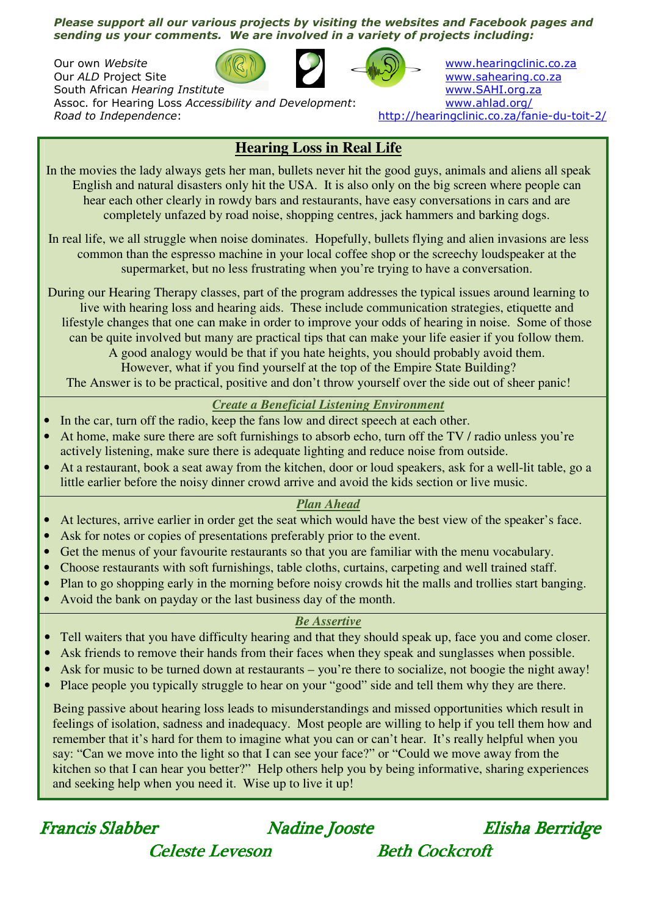***Please support all our various projects by visiting the websites and Facebook pages and sending us your comments. We are involved in a variety of projects including:***

Our own *Website* — www.hearingclinic.co.za
Our *ALD* Project Site — www.sahearing.co.za
South African *Hearing Institute* — www.SAHI.org.za
Assoc. for Hearing Loss *Accessibility and Development*: www.ahlad.org/
*Road to Independence*: http://hearingclinic.co.za/fanie-du-toit-2/

## Hearing Loss in Real Life

In the movies the lady always gets her man, bullets never hit the good guys, animals and aliens all speak English and natural disasters only hit the USA. It is also only on the big screen where people can hear each other clearly in rowdy bars and restaurants, have easy conversations in cars and are completely unfazed by road noise, shopping centres, jack hammers and barking dogs.

In real life, we all struggle when noise dominates. Hopefully, bullets flying and alien invasions are less common than the espresso machine in your local coffee shop or the screechy loudspeaker at the supermarket, but no less frustrating when you're trying to have a conversation.

During our Hearing Therapy classes, part of the program addresses the typical issues around learning to live with hearing loss and hearing aids. These include communication strategies, etiquette and lifestyle changes that one can make in order to improve your odds of hearing in noise. Some of those can be quite involved but many are practical tips that can make your life easier if you follow them. A good analogy would be that if you hate heights, you should probably avoid them. However, what if you find yourself at the top of the Empire State Building? The Answer is to be practical, positive and don't throw yourself over the side out of sheer panic!

### *Create a Beneficial Listening Environment*

- In the car, turn off the radio, keep the fans low and direct speech at each other.
- At home, make sure there are soft furnishings to absorb echo, turn off the TV / radio unless you're actively listening, make sure there is adequate lighting and reduce noise from outside.
- At a restaurant, book a seat away from the kitchen, door or loud speakers, ask for a well-lit table, go a little earlier before the noisy dinner crowd arrive and avoid the kids section or live music.

### *Plan Ahead*

- At lectures, arrive earlier in order get the seat which would have the best view of the speaker's face.
- Ask for notes or copies of presentations preferably prior to the event.
- Get the menus of your favourite restaurants so that you are familiar with the menu vocabulary.
- Choose restaurants with soft furnishings, table cloths, curtains, carpeting and well trained staff.
- Plan to go shopping early in the morning before noisy crowds hit the malls and trollies start banging.
- Avoid the bank on payday or the last business day of the month.

### *Be Assertive*

- Tell waiters that you have difficulty hearing and that they should speak up, face you and come closer.
- Ask friends to remove their hands from their faces when they speak and sunglasses when possible.
- Ask for music to be turned down at restaurants – you're there to socialize, not boogie the night away!
- Place people you typically struggle to hear on your "good" side and tell them why they are there.

Being passive about hearing loss leads to misunderstandings and missed opportunities which result in feelings of isolation, sadness and inadequacy. Most people are willing to help if you tell them how and remember that it's hard for them to imagine what you can or can't hear. It's really helpful when you say: "Can we move into the light so that I can see your face?" or "Could we move away from the kitchen so that I can hear you better?" Help others help you by being informative, sharing experiences and seeking help when you need it. Wise up to live it up!

*Francis Slabber* &nbsp;&nbsp; *Nadine Jooste* &nbsp;&nbsp; *Elisha Berridge*
*Celeste Leveson* &nbsp;&nbsp; *Beth Cockcroft*